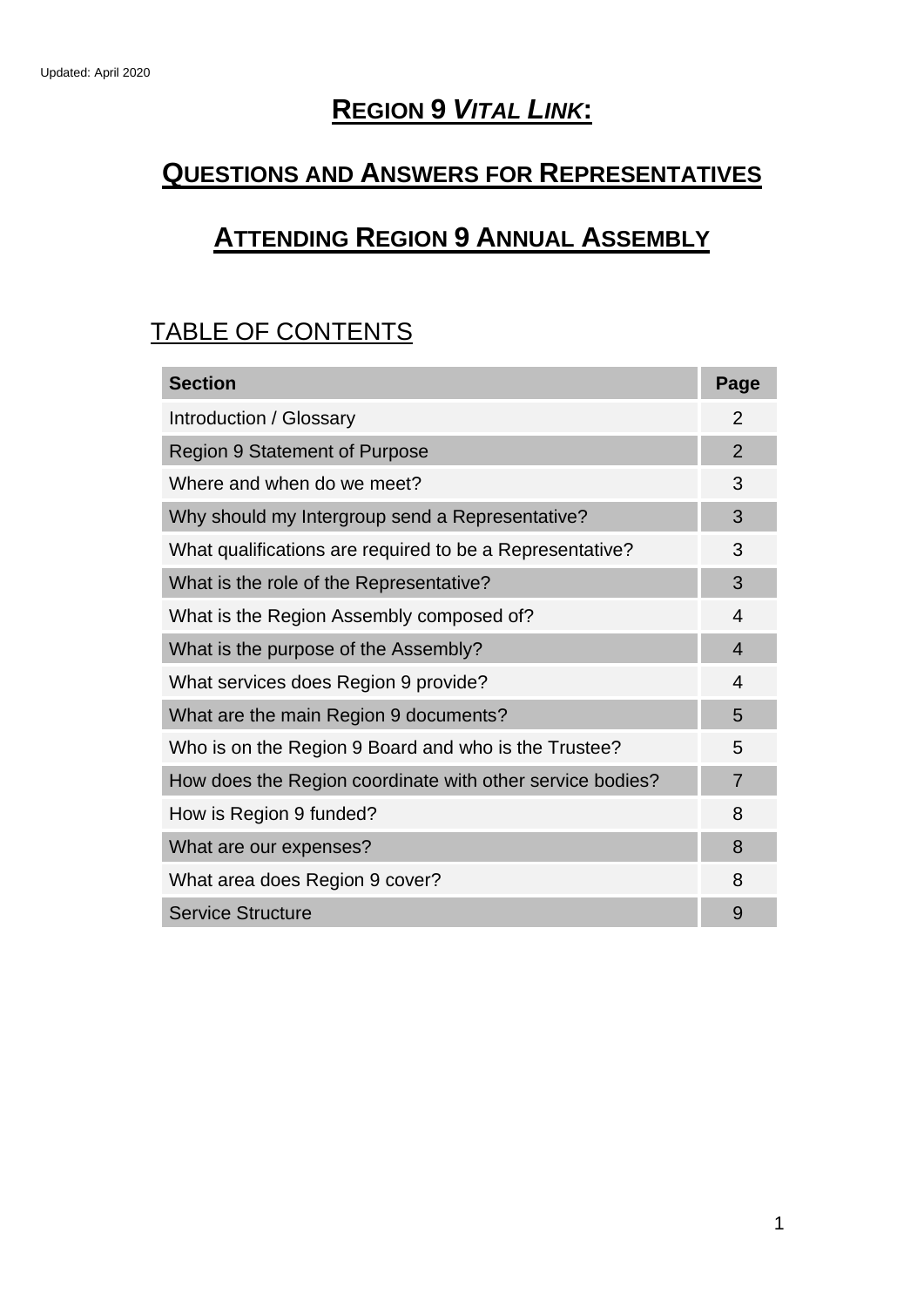Updated: April 2020

# REGION 9 *VITAL LINK*:

# QUESTIONS AND ANSWERS FOR REPRESENTATIVES

# ATTENDING REGION 9 ANNUAL ASSEMBLY

## TABLE OF CONTENTS

| Section | Page |
|---|---|
| Introduction / Glossary | 2 |
| Region 9 Statement of Purpose | 2 |
| Where and when do we meet? | 3 |
| Why should my Intergroup send a Representative? | 3 |
| What qualifications are required to be a Representative? | 3 |
| What is the role of the Representative? | 3 |
| What is the Region Assembly composed of? | 4 |
| What is the purpose of the Assembly? | 4 |
| What services does Region 9 provide? | 4 |
| What are the main Region 9 documents? | 5 |
| Who is on the Region 9 Board and who is the Trustee? | 5 |
| How does the Region coordinate with other service bodies? | 7 |
| How is Region 9 funded? | 8 |
| What are our expenses? | 8 |
| What area does Region 9 cover? | 8 |
| Service Structure | 9 |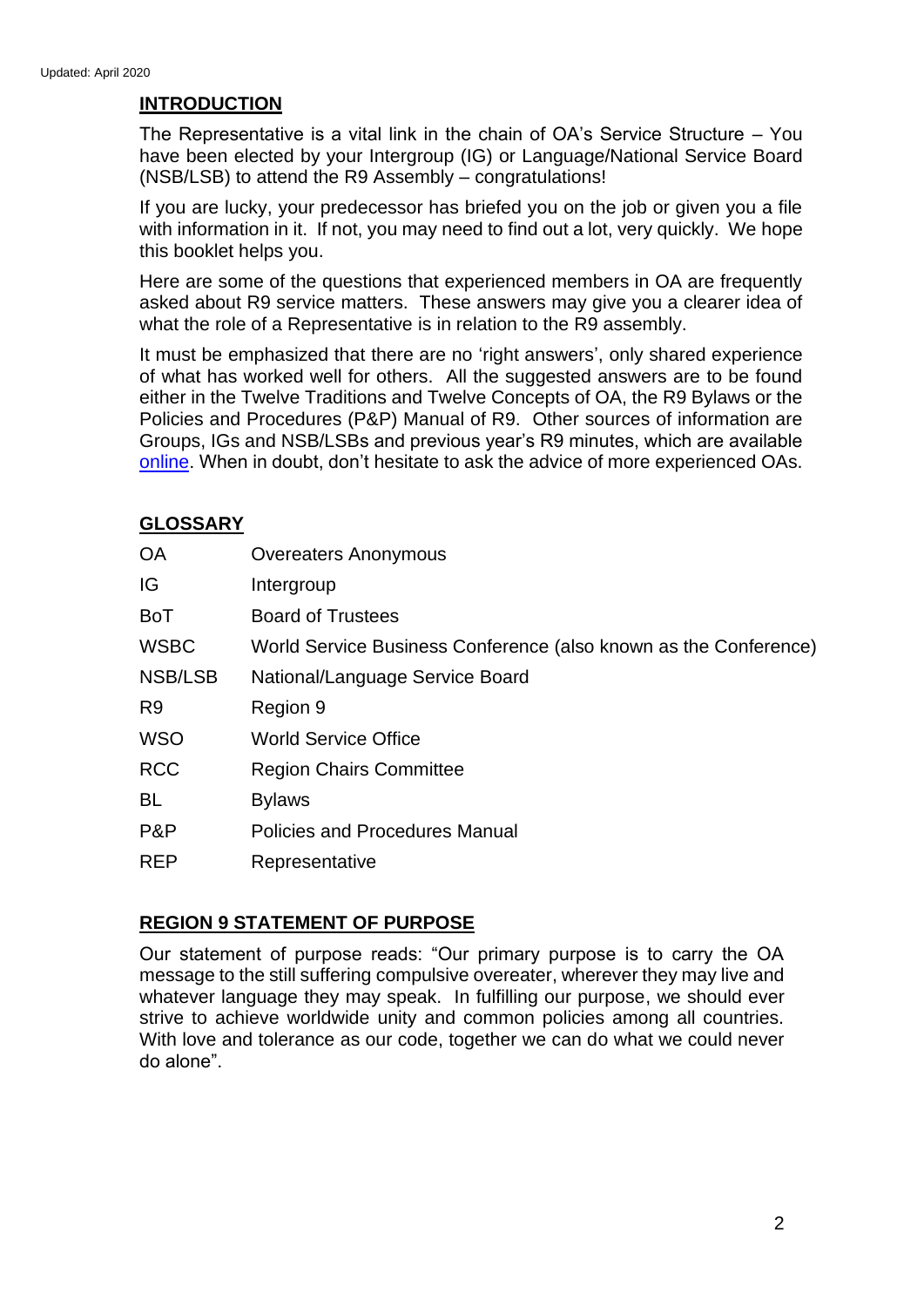## INTRODUCTION

The Representative is a vital link in the chain of OA's Service Structure – You have been elected by your Intergroup (IG) or Language/National Service Board (NSB/LSB) to attend the R9 Assembly – congratulations!

If you are lucky, your predecessor has briefed you on the job or given you a file with information in it. If not, you may need to find out a lot, very quickly. We hope this booklet helps you.

Here are some of the questions that experienced members in OA are frequently asked about R9 service matters. These answers may give you a clearer idea of what the role of a Representative is in relation to the R9 assembly.

It must be emphasized that there are no 'right answers', only shared experience of what has worked well for others. All the suggested answers are to be found either in the Twelve Traditions and Twelve Concepts of OA, the R9 Bylaws or the Policies and Procedures (P&P) Manual of R9. Other sources of information are Groups, IGs and NSB/LSBs and previous year's R9 minutes, which are available online. When in doubt, don't hesitate to ask the advice of more experienced OAs.

## GLOSSARY

| | |
|---|---|
| OA | Overeaters Anonymous |
| IG | Intergroup |
| BoT | Board of Trustees |
| WSBC | World Service Business Conference (also known as the Conference) |
| NSB/LSB | National/Language Service Board |
| R9 | Region 9 |
| WSO | World Service Office |
| RCC | Region Chairs Committee |
| BL | Bylaws |
| P&P | Policies and Procedures Manual |
| REP | Representative |

## REGION 9 STATEMENT OF PURPOSE

Our statement of purpose reads: "Our primary purpose is to carry the OA message to the still suffering compulsive overeater, wherever they may live and whatever language they may speak. In fulfilling our purpose, we should ever strive to achieve worldwide unity and common policies among all countries. With love and tolerance as our code, together we can do what we could never do alone".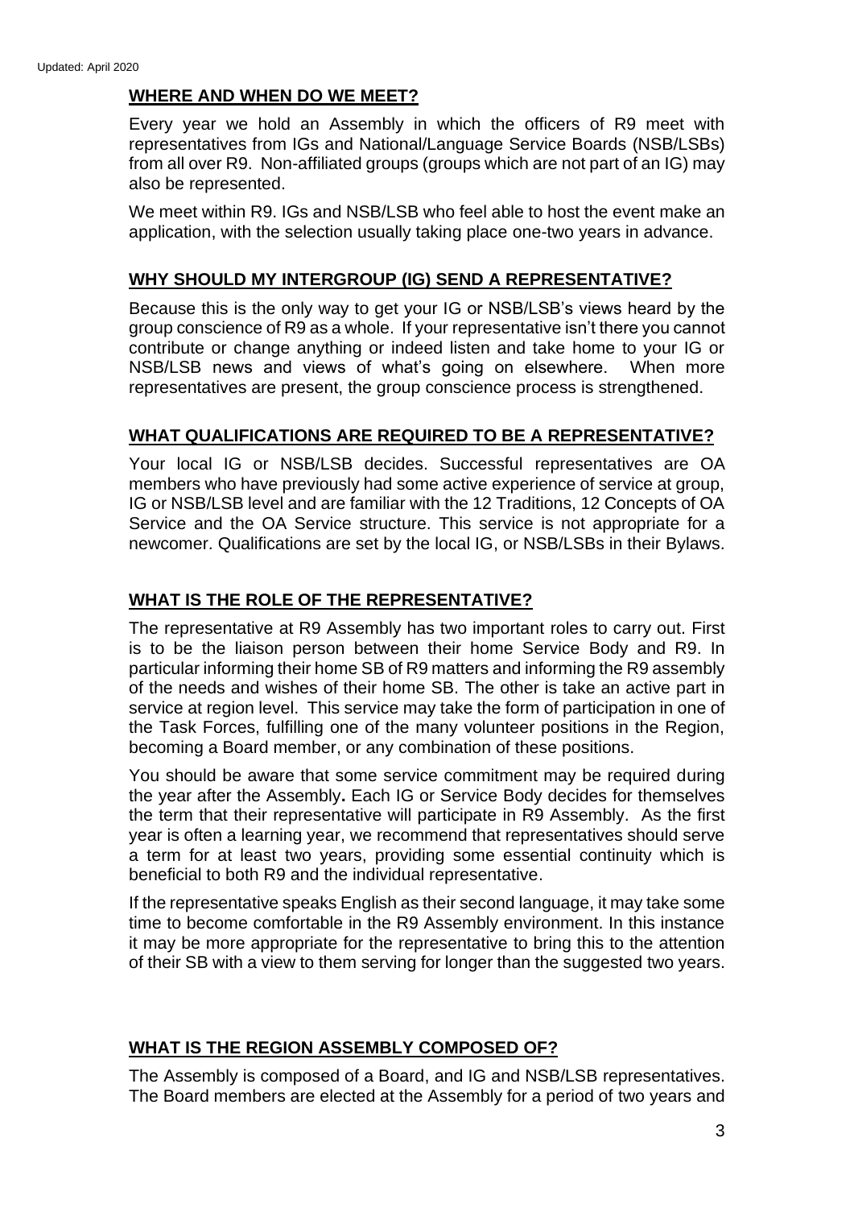## WHERE AND WHEN DO WE MEET?

Every year we hold an Assembly in which the officers of R9 meet with representatives from IGs and National/Language Service Boards (NSB/LSBs) from all over R9. Non-affiliated groups (groups which are not part of an IG) may also be represented.

We meet within R9. IGs and NSB/LSB who feel able to host the event make an application, with the selection usually taking place one-two years in advance.

## WHY SHOULD MY INTERGROUP (IG) SEND A REPRESENTATIVE?

Because this is the only way to get your IG or NSB/LSB's views heard by the group conscience of R9 as a whole. If your representative isn't there you cannot contribute or change anything or indeed listen and take home to your IG or NSB/LSB news and views of what's going on elsewhere. When more representatives are present, the group conscience process is strengthened.

## WHAT QUALIFICATIONS ARE REQUIRED TO BE A REPRESENTATIVE?

Your local IG or NSB/LSB decides. Successful representatives are OA members who have previously had some active experience of service at group, IG or NSB/LSB level and are familiar with the 12 Traditions, 12 Concepts of OA Service and the OA Service structure. This service is not appropriate for a newcomer. Qualifications are set by the local IG, or NSB/LSBs in their Bylaws.

## WHAT IS THE ROLE OF THE REPRESENTATIVE?

The representative at R9 Assembly has two important roles to carry out. First is to be the liaison person between their home Service Body and R9. In particular informing their home SB of R9 matters and informing the R9 assembly of the needs and wishes of their home SB. The other is take an active part in service at region level. This service may take the form of participation in one of the Task Forces, fulfilling one of the many volunteer positions in the Region, becoming a Board member, or any combination of these positions.

You should be aware that some service commitment may be required during the year after the Assembly**.** Each IG or Service Body decides for themselves the term that their representative will participate in R9 Assembly. As the first year is often a learning year, we recommend that representatives should serve a term for at least two years, providing some essential continuity which is beneficial to both R9 and the individual representative.

If the representative speaks English as their second language, it may take some time to become comfortable in the R9 Assembly environment. In this instance it may be more appropriate for the representative to bring this to the attention of their SB with a view to them serving for longer than the suggested two years.

## WHAT IS THE REGION ASSEMBLY COMPOSED OF?

The Assembly is composed of a Board, and IG and NSB/LSB representatives. The Board members are elected at the Assembly for a period of two years and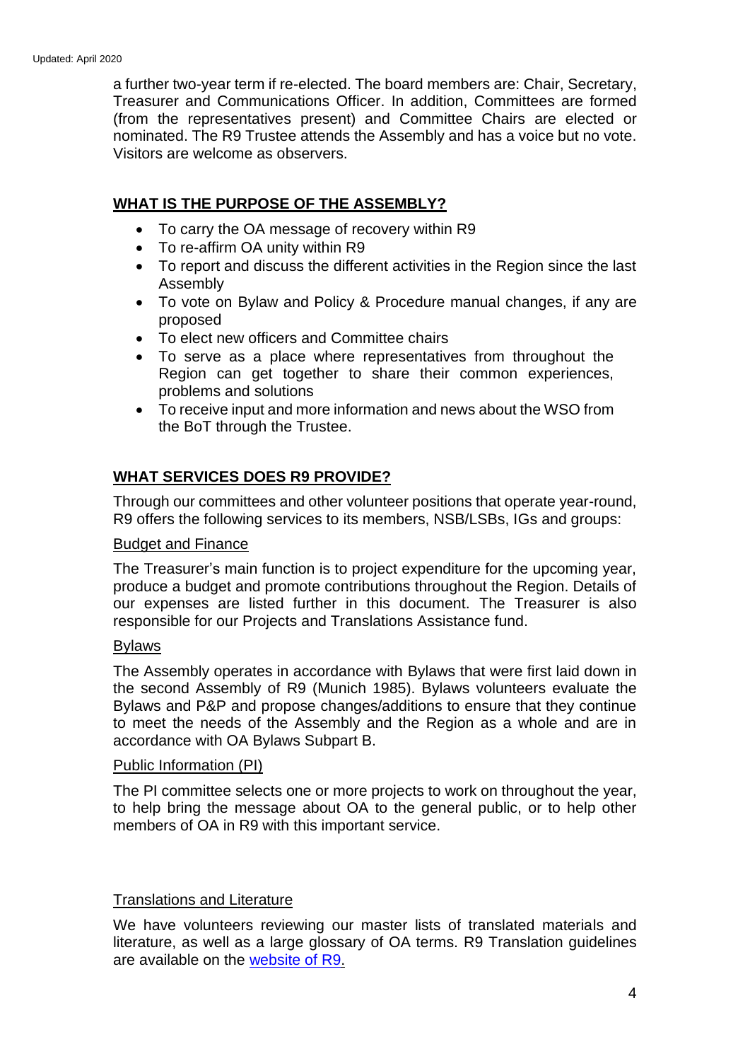a further two-year term if re-elected. The board members are: Chair, Secretary, Treasurer and Communications Officer. In addition, Committees are formed (from the representatives present) and Committee Chairs are elected or nominated. The R9 Trustee attends the Assembly and has a voice but no vote. Visitors are welcome as observers.

## WHAT IS THE PURPOSE OF THE ASSEMBLY?

- To carry the OA message of recovery within R9
- To re-affirm OA unity within R9
- To report and discuss the different activities in the Region since the last Assembly
- To vote on Bylaw and Policy & Procedure manual changes, if any are proposed
- To elect new officers and Committee chairs
- To serve as a place where representatives from throughout the Region can get together to share their common experiences, problems and solutions
- To receive input and more information and news about the WSO from the BoT through the Trustee.

## WHAT SERVICES DOES R9 PROVIDE?

Through our committees and other volunteer positions that operate year-round, R9 offers the following services to its members, NSB/LSBs, IGs and groups:

### Budget and Finance

The Treasurer's main function is to project expenditure for the upcoming year, produce a budget and promote contributions throughout the Region. Details of our expenses are listed further in this document. The Treasurer is also responsible for our Projects and Translations Assistance fund.

### Bylaws

The Assembly operates in accordance with Bylaws that were first laid down in the second Assembly of R9 (Munich 1985). Bylaws volunteers evaluate the Bylaws and P&P and propose changes/additions to ensure that they continue to meet the needs of the Assembly and the Region as a whole and are in accordance with OA Bylaws Subpart B.

### Public Information (PI)

The PI committee selects one or more projects to work on throughout the year, to help bring the message about OA to the general public, or to help other members of OA in R9 with this important service.

### Translations and Literature

We have volunteers reviewing our master lists of translated materials and literature, as well as a large glossary of OA terms. R9 Translation guidelines are available on the website of R9.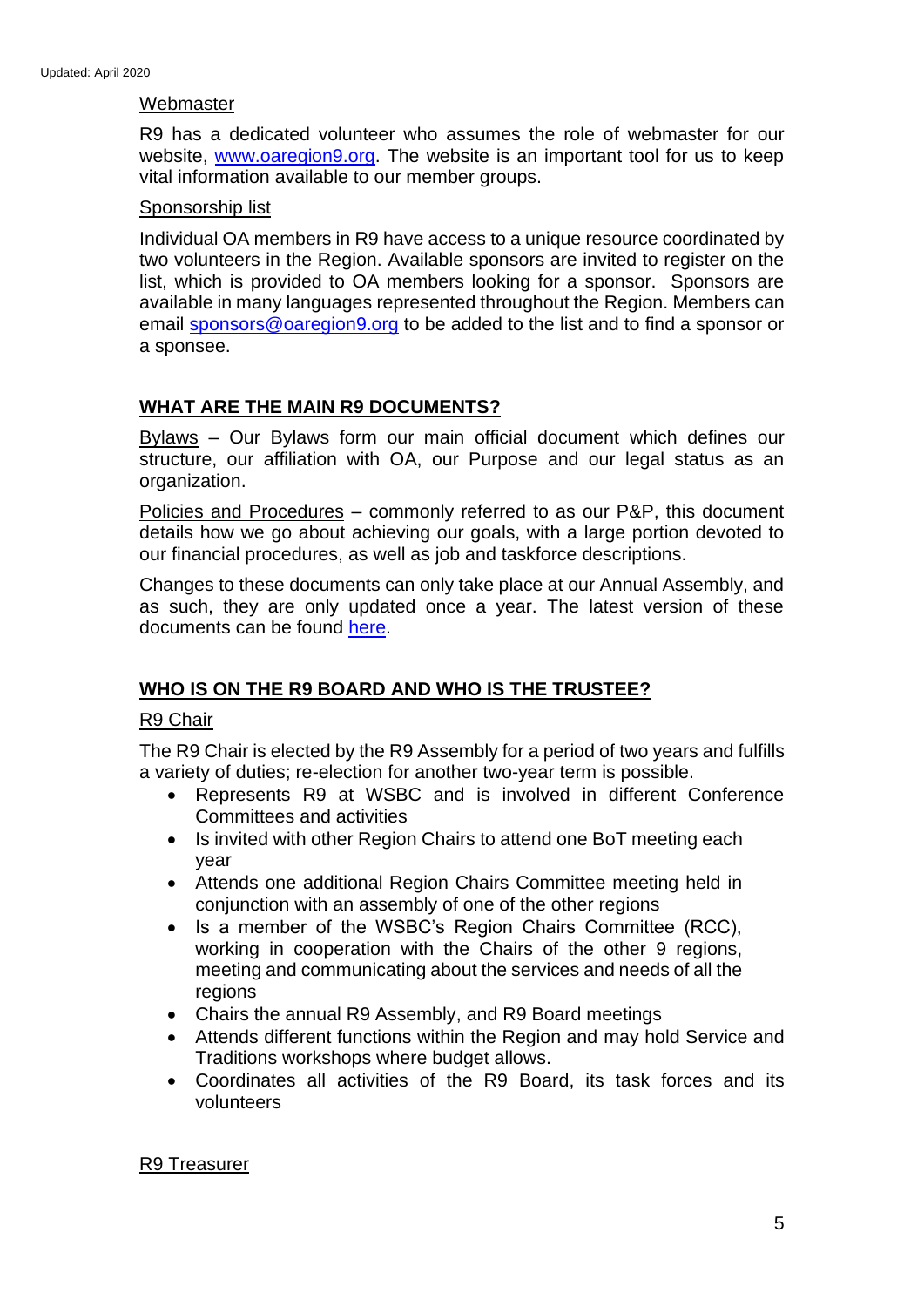Webmaster

R9 has a dedicated volunteer who assumes the role of webmaster for our website, [www.oaregion9.org](http://www.oaregion9.org). The website is an important tool for us to keep vital information available to our member groups.

Sponsorship list

Individual OA members in R9 have access to a unique resource coordinated by two volunteers in the Region. Available sponsors are invited to register on the list, which is provided to OA members looking for a sponsor. Sponsors are available in many languages represented throughout the Region. Members can email [sponsors@oaregion9.org](mailto:sponsors@oaregion9.org) to be added to the list and to find a sponsor or a sponsee.

## WHAT ARE THE MAIN R9 DOCUMENTS?

Bylaws – Our Bylaws form our main official document which defines our structure, our affiliation with OA, our Purpose and our legal status as an organization.

Policies and Procedures – commonly referred to as our P&P, this document details how we go about achieving our goals, with a large portion devoted to our financial procedures, as well as job and taskforce descriptions.

Changes to these documents can only take place at our Annual Assembly, and as such, they are only updated once a year. The latest version of these documents can be found here.

## WHO IS ON THE R9 BOARD AND WHO IS THE TRUSTEE?

R9 Chair

The R9 Chair is elected by the R9 Assembly for a period of two years and fulfills a variety of duties; re-election for another two-year term is possible.

- Represents R9 at WSBC and is involved in different Conference Committees and activities
- Is invited with other Region Chairs to attend one BoT meeting each year
- Attends one additional Region Chairs Committee meeting held in conjunction with an assembly of one of the other regions
- Is a member of the WSBC's Region Chairs Committee (RCC), working in cooperation with the Chairs of the other 9 regions, meeting and communicating about the services and needs of all the regions
- Chairs the annual R9 Assembly, and R9 Board meetings
- Attends different functions within the Region and may hold Service and Traditions workshops where budget allows.
- Coordinates all activities of the R9 Board, its task forces and its volunteers

R9 Treasurer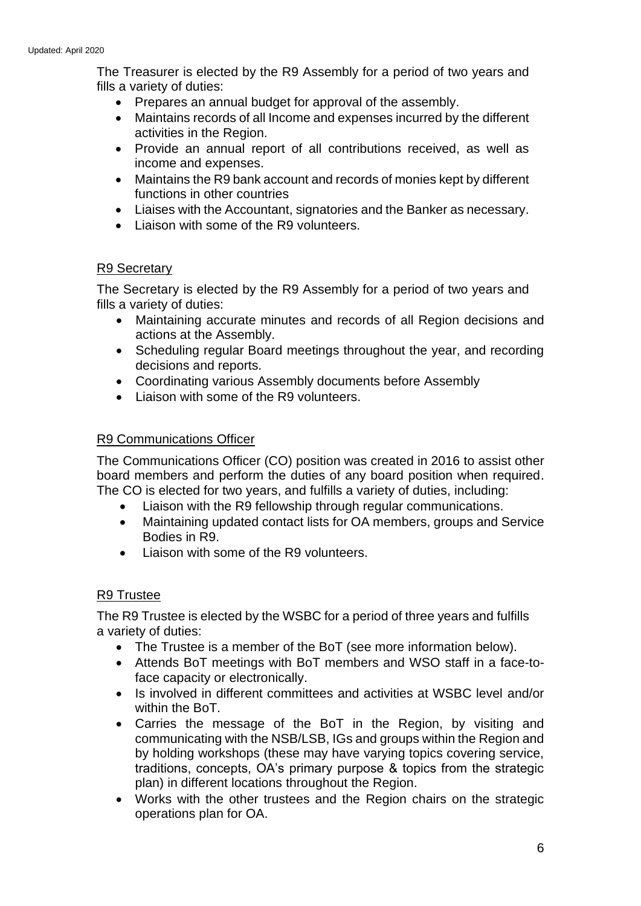The Treasurer is elected by the R9 Assembly for a period of two years and fills a variety of duties:

- Prepares an annual budget for approval of the assembly.
- Maintains records of all Income and expenses incurred by the different activities in the Region.
- Provide an annual report of all contributions received, as well as income and expenses.
- Maintains the R9 bank account and records of monies kept by different functions in other countries
- Liaises with the Accountant, signatories and the Banker as necessary.
- Liaison with some of the R9 volunteers.

### R9 Secretary

The Secretary is elected by the R9 Assembly for a period of two years and fills a variety of duties:

- Maintaining accurate minutes and records of all Region decisions and actions at the Assembly.
- Scheduling regular Board meetings throughout the year, and recording decisions and reports.
- Coordinating various Assembly documents before Assembly
- Liaison with some of the R9 volunteers.

### R9 Communications Officer

The Communications Officer (CO) position was created in 2016 to assist other board members and perform the duties of any board position when required. The CO is elected for two years, and fulfills a variety of duties, including:

- Liaison with the R9 fellowship through regular communications.
- Maintaining updated contact lists for OA members, groups and Service Bodies in R9.
- Liaison with some of the R9 volunteers.

### R9 Trustee

The R9 Trustee is elected by the WSBC for a period of three years and fulfills a variety of duties:

- The Trustee is a member of the BoT (see more information below).
- Attends BoT meetings with BoT members and WSO staff in a face-to-face capacity or electronically.
- Is involved in different committees and activities at WSBC level and/or within the BoT.
- Carries the message of the BoT in the Region, by visiting and communicating with the NSB/LSB, IGs and groups within the Region and by holding workshops (these may have varying topics covering service, traditions, concepts, OA's primary purpose & topics from the strategic plan) in different locations throughout the Region.
- Works with the other trustees and the Region chairs on the strategic operations plan for OA.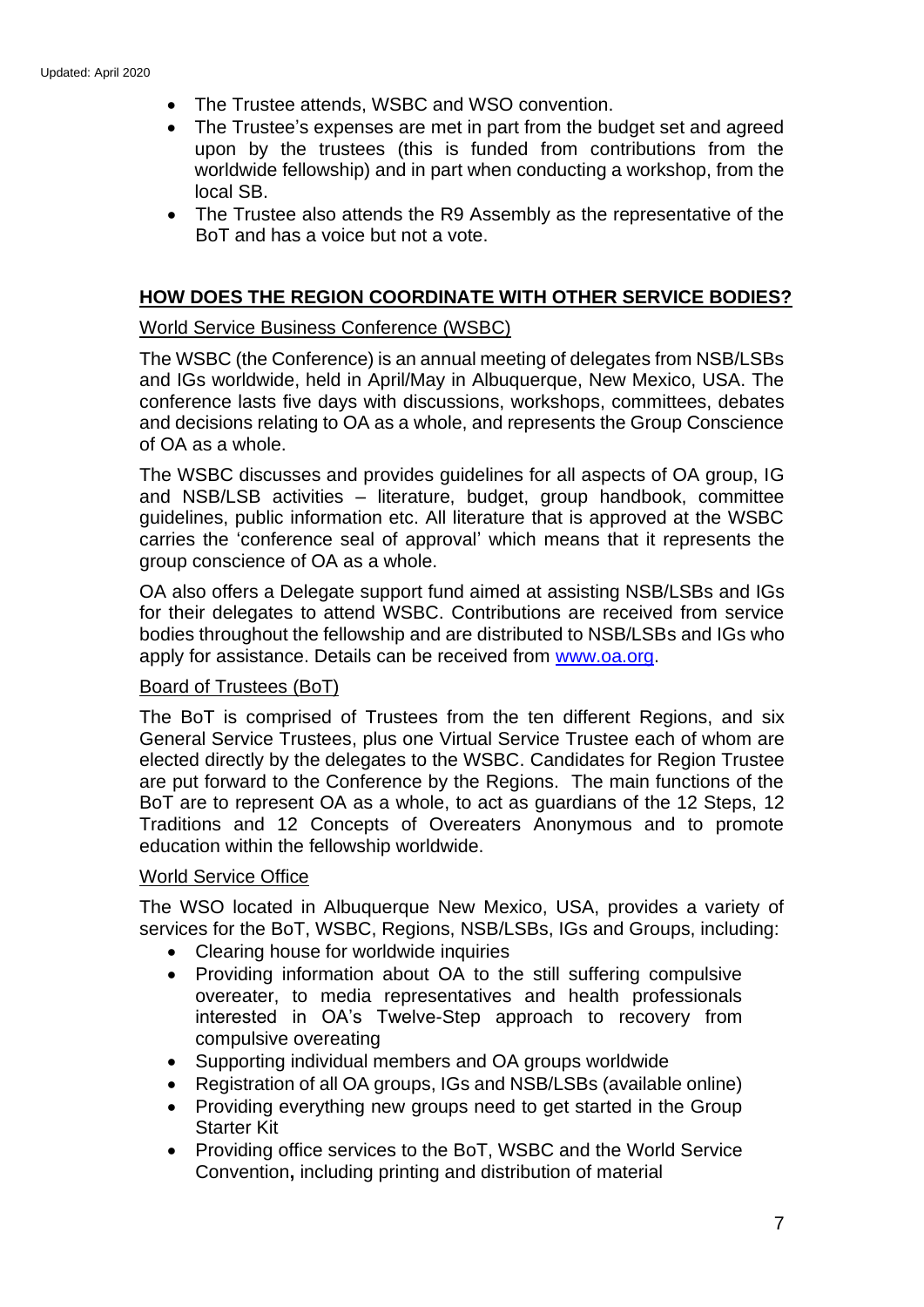- The Trustee attends, WSBC and WSO convention.
- The Trustee's expenses are met in part from the budget set and agreed upon by the trustees (this is funded from contributions from the worldwide fellowship) and in part when conducting a workshop, from the local SB.
- The Trustee also attends the R9 Assembly as the representative of the BoT and has a voice but not a vote.

## HOW DOES THE REGION COORDINATE WITH OTHER SERVICE BODIES?

### World Service Business Conference (WSBC)

The WSBC (the Conference) is an annual meeting of delegates from NSB/LSBs and IGs worldwide, held in April/May in Albuquerque, New Mexico, USA. The conference lasts five days with discussions, workshops, committees, debates and decisions relating to OA as a whole, and represents the Group Conscience of OA as a whole.

The WSBC discusses and provides guidelines for all aspects of OA group, IG and NSB/LSB activities – literature, budget, group handbook, committee guidelines, public information etc. All literature that is approved at the WSBC carries the 'conference seal of approval' which means that it represents the group conscience of OA as a whole.

OA also offers a Delegate support fund aimed at assisting NSB/LSBs and IGs for their delegates to attend WSBC. Contributions are received from service bodies throughout the fellowship and are distributed to NSB/LSBs and IGs who apply for assistance. Details can be received from [www.oa.org](http://www.oa.org).

### Board of Trustees (BoT)

The BoT is comprised of Trustees from the ten different Regions, and six General Service Trustees, plus one Virtual Service Trustee each of whom are elected directly by the delegates to the WSBC. Candidates for Region Trustee are put forward to the Conference by the Regions. The main functions of the BoT are to represent OA as a whole, to act as guardians of the 12 Steps, 12 Traditions and 12 Concepts of Overeaters Anonymous and to promote education within the fellowship worldwide.

### World Service Office

The WSO located in Albuquerque New Mexico, USA, provides a variety of services for the BoT, WSBC, Regions, NSB/LSBs, IGs and Groups, including:

- Clearing house for worldwide inquiries
- Providing information about OA to the still suffering compulsive overeater, to media representatives and health professionals interested in OA's Twelve-Step approach to recovery from compulsive overeating
- Supporting individual members and OA groups worldwide
- Registration of all OA groups, IGs and NSB/LSBs (available online)
- Providing everything new groups need to get started in the Group Starter Kit
- Providing office services to the BoT, WSBC and the World Service Convention**,** including printing and distribution of material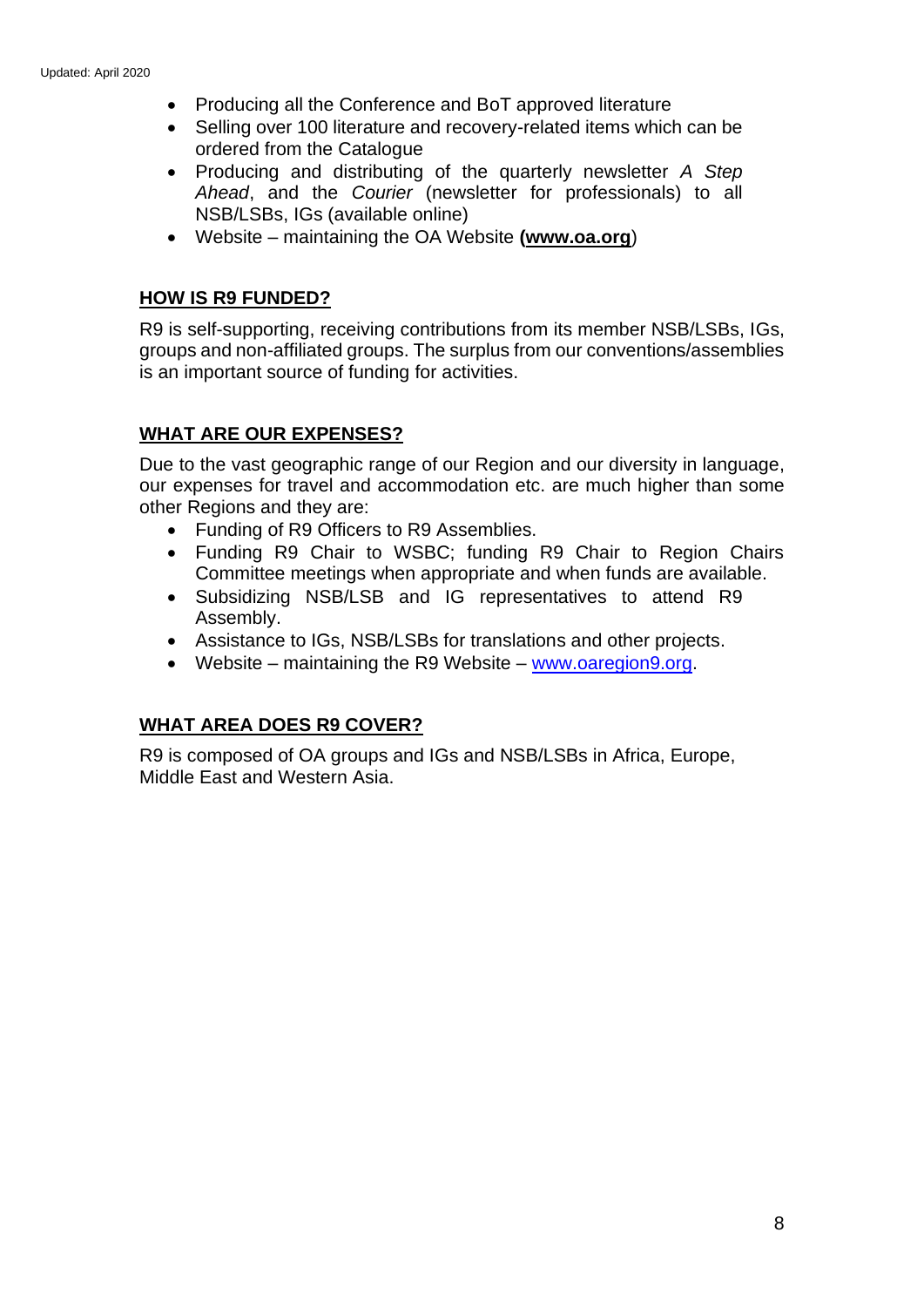- Producing all the Conference and BoT approved literature
- Selling over 100 literature and recovery-related items which can be ordered from the Catalogue
- Producing and distributing of the quarterly newsletter *A Step Ahead*, and the *Courier* (newsletter for professionals) to all NSB/LSBs, IGs (available online)
- Website – maintaining the OA Website **(www.oa.org**)

## HOW IS R9 FUNDED?

R9 is self-supporting, receiving contributions from its member NSB/LSBs, IGs, groups and non-affiliated groups. The surplus from our conventions/assemblies is an important source of funding for activities.

## WHAT ARE OUR EXPENSES?

Due to the vast geographic range of our Region and our diversity in language, our expenses for travel and accommodation etc. are much higher than some other Regions and they are:

- Funding of R9 Officers to R9 Assemblies.
- Funding R9 Chair to WSBC; funding R9 Chair to Region Chairs Committee meetings when appropriate and when funds are available.
- Subsidizing NSB/LSB and IG representatives to attend R9 Assembly.
- Assistance to IGs, NSB/LSBs for translations and other projects.
- Website – maintaining the R9 Website – www.oaregion9.org.

## WHAT AREA DOES R9 COVER?

R9 is composed of OA groups and IGs and NSB/LSBs in Africa, Europe, Middle East and Western Asia.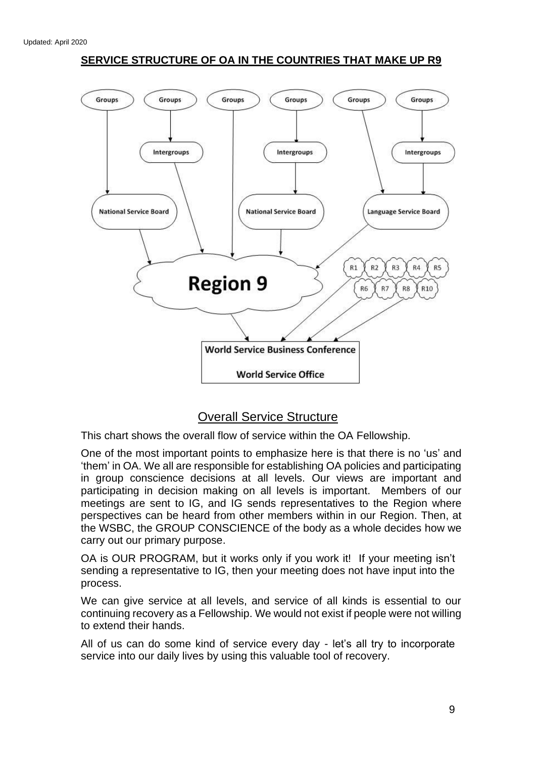## SERVICE STRUCTURE OF OA IN THE COUNTRIES THAT MAKE UP R9

Groups
Groups
Groups
Groups
Groups
Groups

Intergroups
Intergroups
Intergroups

National Service Board
National Service Board
Language Service Board

Region 9

R1 R2 R3 R4 R5
R6 R7 R8 R10

World Service Business Conference

World Service Office

## Overall Service Structure

This chart shows the overall flow of service within the OA Fellowship.

One of the most important points to emphasize here is that there is no 'us' and 'them' in OA. We all are responsible for establishing OA policies and participating in group conscience decisions at all levels. Our views are important and participating in decision making on all levels is important. Members of our meetings are sent to IG, and IG sends representatives to the Region where perspectives can be heard from other members within in our Region. Then, at the WSBC, the GROUP CONSCIENCE of the body as a whole decides how we carry out our primary purpose.

OA is OUR PROGRAM, but it works only if you work it! If your meeting isn't sending a representative to IG, then your meeting does not have input into the process.

We can give service at all levels, and service of all kinds is essential to our continuing recovery as a Fellowship. We would not exist if people were not willing to extend their hands.

All of us can do some kind of service every day - let's all try to incorporate service into our daily lives by using this valuable tool of recovery.